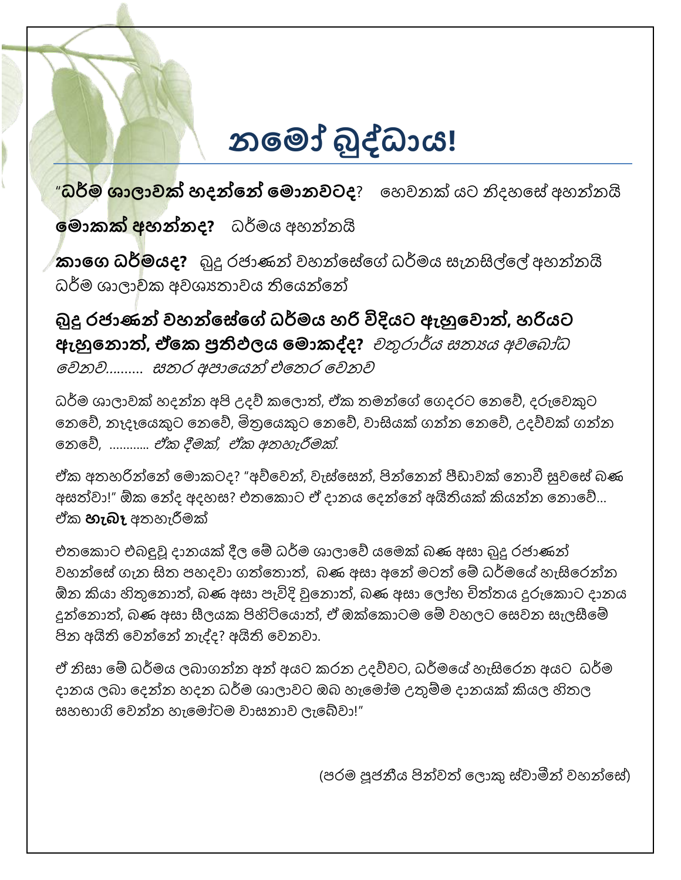# නමෝ බුද්ධාය!

"**ධර්ම ශාලාවක් හදන්නේ මොනවටද**? හෙවනක් යට නිදහසේ අහන්නයි

**මොකක් අහන්නද?** ධර්මය අහන්නයි

**කාගෙ ධර්මයද?** බුදු රජාණන් වහන්සේගේ ධර්මය සැනසිල්ලේ අහන්නයි ධර්ම ශාලාවක අවශ්‍යතාවය තියෙන්නේ

**බුදු රජාණන් වහන්සේගේ ධර්මය හරි විදියට ඇහුවොත්, හරියට ඇහුනොත්, ඒකෙ ප්‍රතිඵලය මොකද්ද?** *චතුරාර්ය සත්‍යය අවබෝධ වෙනව.......... සතර අපායෙන් එතෙර වෙනව*

ධර්ම ශාලාවක් හදන්න අපි උදව් කලොත්, ඒක තමන්ගේ ගෙදරට නෙවේ, දරුවෙකුට නෙවේ, නෑදෑයෙකුට නෙවේ, මිත්‍රයෙකුට නෙවේ, වාසියක් ගන්න නෙවේ, උදව්වක් ගන්න නෙවේ, ............ *ඒක දීමක්, ඒක අතහැරීමක්.*

ඒක අතහරින්නේ මොකටද? "අව්වෙන්, වැස්සෙන්, පින්නෙන් පීඩාවක් නොවී සුවසේ බණ අසත්වා!" ඕක නේද අදහස? එතකොට ඒ දානය දෙන්නේ අයිතියක් කියන්න නොවේ... ඒක **හැබෑ** අතහැරීමක්

එතකොට එබඳුවූ දානයක් දීල මේ ධර්ම ශාලාවේ යමෙක් බණ අසා බුදු රජාණන් වහන්සේ ගැන සිත පහදවා ගත්තොත්, බණ අසා අනේ මටත් මේ ධර්මයේ හැසිරෙන්න ඕන කියා හිතුනොත්, බණ අසා පැවිදි වුනොත්, බණ අසා ලෝභ චිත්තය දුරුකොට දානය දුන්නොත්, බණ අසා සීලයක පිහිටියොත්, ඒ ඔක්කොටම මේ වහලට සෙවන සැලසීමේ පින අයිති වෙන්නේ නැද්ද? අයිති වෙනවා.

ඒ නිසා මේ ධර්මය ලබාගන්න අන් අයට කරන උදව්වට, ධර්මයේ හැසිරෙන අයට ධර්ම දානය ලබා දෙන්න හදන ධර්ම ශාලාවට ඔබ හැමෝම උතුම්ම දානයක් කියල හිතල සහභාගි වෙන්න හැමෝටම වාසනාව ලැබේවා!"

(පරම පූජනීය පින්වත් ලොකු ස්වාමීන් වහන්සේ)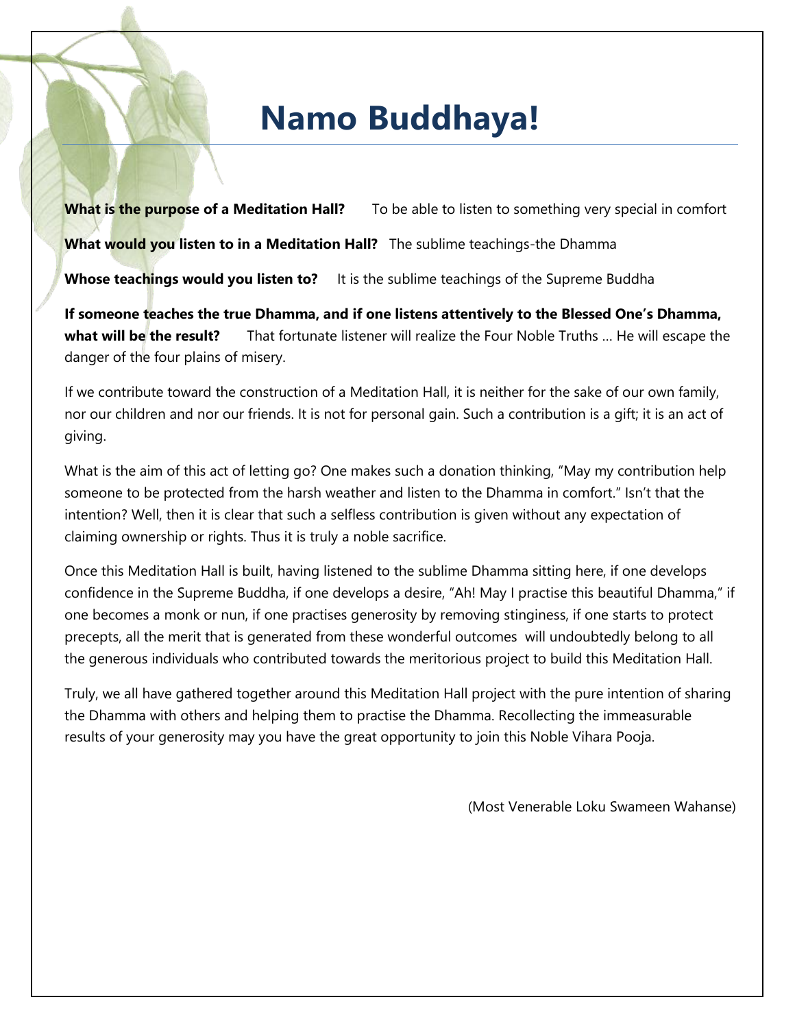# Namo Buddhaya!

**What is the purpose of a Meditation Hall?** To be able to listen to something very special in comfort

**What would you listen to in a Meditation Hall?** The sublime teachings-the Dhamma

**Whose teachings would you listen to?** It is the sublime teachings of the Supreme Buddha

**If someone teaches the true Dhamma, and if one listens attentively to the Blessed One's Dhamma, what will be the result?** That fortunate listener will realize the Four Noble Truths ... He will escape the danger of the four plains of misery.

If we contribute toward the construction of a Meditation Hall, it is neither for the sake of our own family, nor our children and nor our friends. It is not for personal gain. Such a contribution is a gift; it is an act of giving.

What is the aim of this act of letting go? One makes such a donation thinking, "May my contribution help someone to be protected from the harsh weather and listen to the Dhamma in comfort." Isn't that the intention? Well, then it is clear that such a selfless contribution is given without any expectation of claiming ownership or rights. Thus it is truly a noble sacrifice.

Once this Meditation Hall is built, having listened to the sublime Dhamma sitting here, if one develops confidence in the Supreme Buddha, if one develops a desire, "Ah! May I practise this beautiful Dhamma," if one becomes a monk or nun, if one practises generosity by removing stinginess, if one starts to protect precepts, all the merit that is generated from these wonderful outcomes will undoubtedly belong to all the generous individuals who contributed towards the meritorious project to build this Meditation Hall.

Truly, we all have gathered together around this Meditation Hall project with the pure intention of sharing the Dhamma with others and helping them to practise the Dhamma. Recollecting the immeasurable results of your generosity may you have the great opportunity to join this Noble Vihara Pooja.

(Most Venerable Loku Swameen Wahanse)